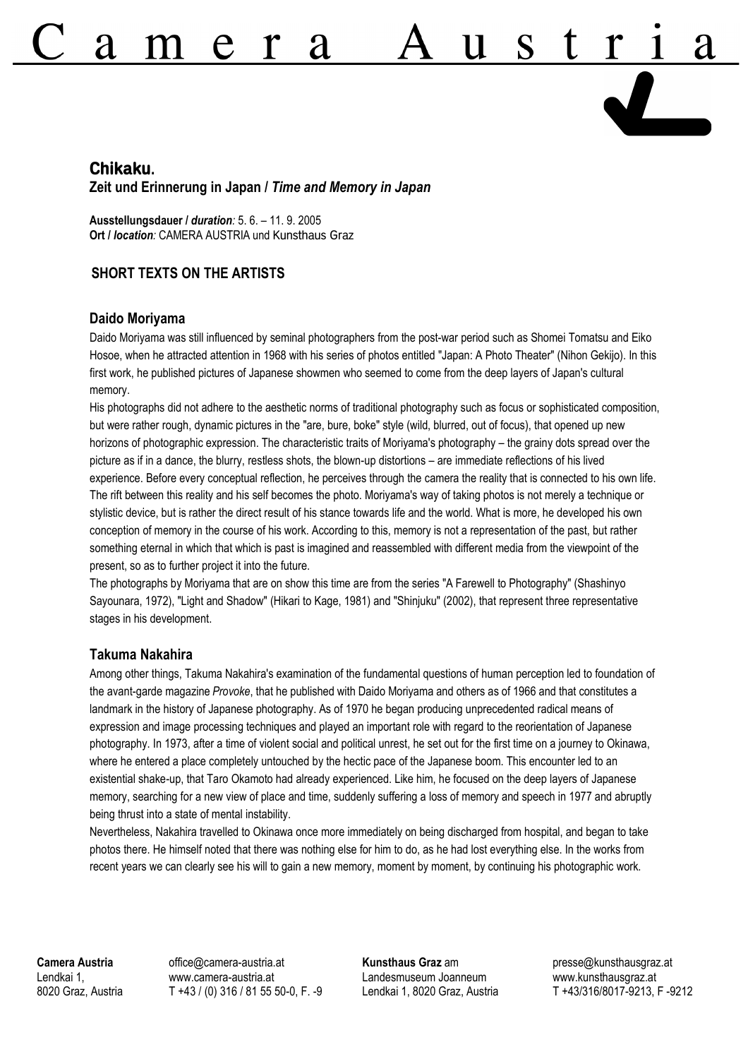# Camera Austria

## Chikaku.

**Zeit und Erinnerung in Japan /** ***Time and Memory in Japan***

**Ausstellungsdauer /** ***duration:*** 5. 6. – 11. 9. 2005
**Ort /** ***location:*** CAMERA AUSTRIA und Kunsthaus Graz

## SHORT TEXTS ON THE ARTISTS

### Daido Moriyama

Daido Moriyama was still influenced by seminal photographers from the post-war period such as Shomei Tomatsu and Eiko Hosoe, when he attracted attention in 1968 with his series of photos entitled "Japan: A Photo Theater" (Nihon Gekijo). In this first work, he published pictures of Japanese showmen who seemed to come from the deep layers of Japan's cultural memory.

His photographs did not adhere to the aesthetic norms of traditional photography such as focus or sophisticated composition, but were rather rough, dynamic pictures in the "are, bure, boke" style (wild, blurred, out of focus), that opened up new horizons of photographic expression. The characteristic traits of Moriyama's photography – the grainy dots spread over the picture as if in a dance, the blurry, restless shots, the blown-up distortions – are immediate reflections of his lived experience. Before every conceptual reflection, he perceives through the camera the reality that is connected to his own life. The rift between this reality and his self becomes the photo. Moriyama's way of taking photos is not merely a technique or stylistic device, but is rather the direct result of his stance towards life and the world. What is more, he developed his own conception of memory in the course of his work. According to this, memory is not a representation of the past, but rather something eternal in which that which is past is imagined and reassembled with different media from the viewpoint of the present, so as to further project it into the future.

The photographs by Moriyama that are on show this time are from the series "A Farewell to Photography" (Shashinyo Sayounara, 1972), "Light and Shadow" (Hikari to Kage, 1981) and "Shinjuku" (2002), that represent three representative stages in his development.

### Takuma Nakahira

Among other things, Takuma Nakahira's examination of the fundamental questions of human perception led to foundation of the avant-garde magazine *Provoke*, that he published with Daido Moriyama and others as of 1966 and that constitutes a landmark in the history of Japanese photography. As of 1970 he began producing unprecedented radical means of expression and image processing techniques and played an important role with regard to the reorientation of Japanese photography. In 1973, after a time of violent social and political unrest, he set out for the first time on a journey to Okinawa, where he entered a place completely untouched by the hectic pace of the Japanese boom. This encounter led to an existential shake-up, that Taro Okamoto had already experienced. Like him, he focused on the deep layers of Japanese memory, searching for a new view of place and time, suddenly suffering a loss of memory and speech in 1977 and abruptly being thrust into a state of mental instability.

Nevertheless, Nakahira travelled to Okinawa once more immediately on being discharged from hospital, and began to take photos there. He himself noted that there was nothing else for him to do, as he had lost everything else. In the works from recent years we can clearly see his will to gain a new memory, moment by moment, by continuing his photographic work.

**Camera Austria**
Lendkai 1,
8020 Graz, Austria

office@camera-austria.at
www.camera-austria.at
T +43 / (0) 316 / 81 55 50-0, F. -9

**Kunsthaus Graz** am
Landesmuseum Joanneum
Lendkai 1, 8020 Graz, Austria

presse@kunsthausgraz.at
www.kunsthausgraz.at
T +43/316/8017-9213, F -9212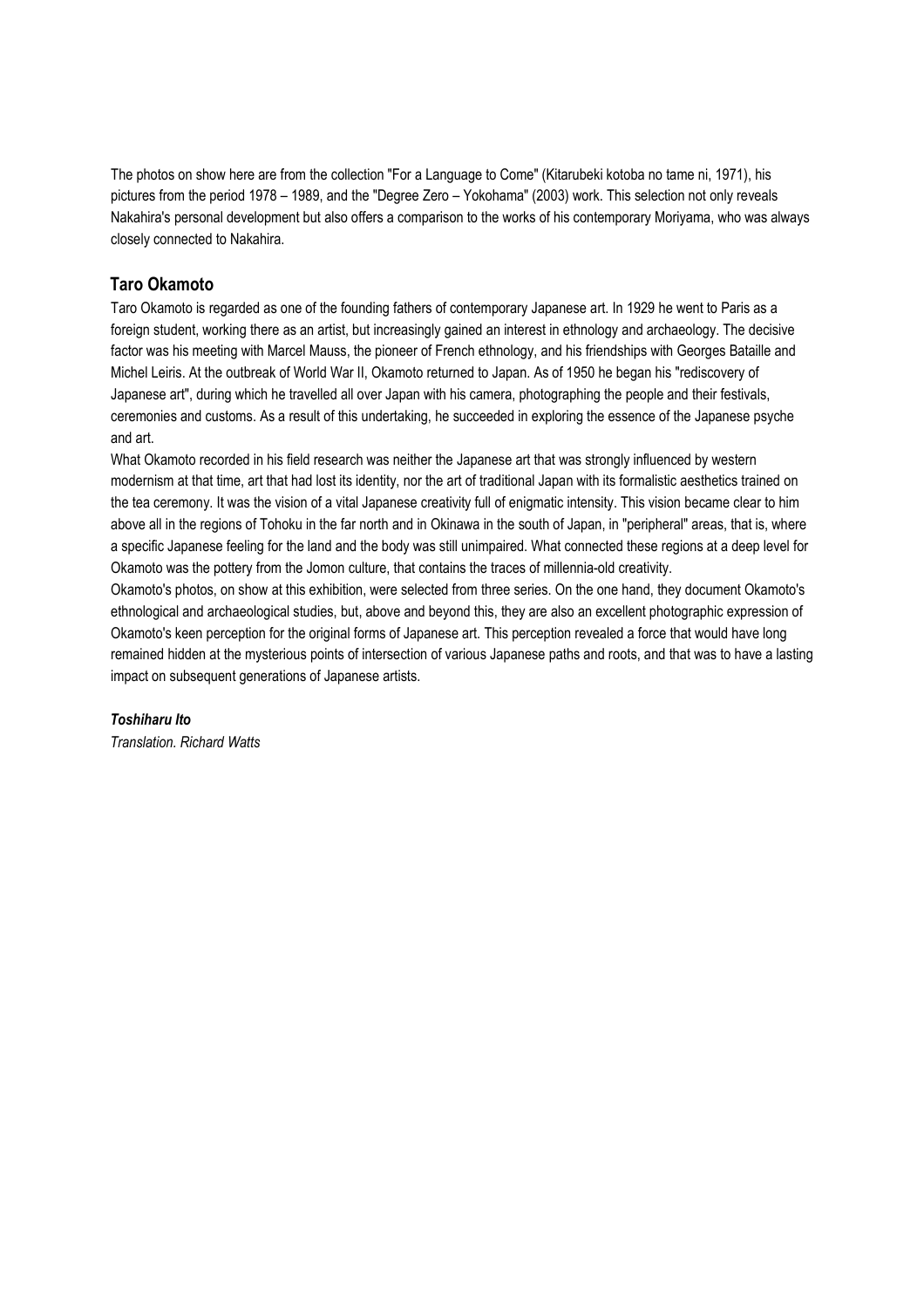The photos on show here are from the collection "For a Language to Come" (Kitarubeki kotoba no tame ni, 1971), his pictures from the period 1978 – 1989, and the "Degree Zero – Yokohama" (2003) work. This selection not only reveals Nakahira's personal development but also offers a comparison to the works of his contemporary Moriyama, who was always closely connected to Nakahira.

## Taro Okamoto

Taro Okamoto is regarded as one of the founding fathers of contemporary Japanese art. In 1929 he went to Paris as a foreign student, working there as an artist, but increasingly gained an interest in ethnology and archaeology. The decisive factor was his meeting with Marcel Mauss, the pioneer of French ethnology, and his friendships with Georges Bataille and Michel Leiris. At the outbreak of World War II, Okamoto returned to Japan. As of 1950 he began his "rediscovery of Japanese art", during which he travelled all over Japan with his camera, photographing the people and their festivals, ceremonies and customs. As a result of this undertaking, he succeeded in exploring the essence of the Japanese psyche and art.

What Okamoto recorded in his field research was neither the Japanese art that was strongly influenced by western modernism at that time, art that had lost its identity, nor the art of traditional Japan with its formalistic aesthetics trained on the tea ceremony. It was the vision of a vital Japanese creativity full of enigmatic intensity. This vision became clear to him above all in the regions of Tohoku in the far north and in Okinawa in the south of Japan, in "peripheral" areas, that is, where a specific Japanese feeling for the land and the body was still unimpaired. What connected these regions at a deep level for Okamoto was the pottery from the Jomon culture, that contains the traces of millennia-old creativity.

Okamoto's photos, on show at this exhibition, were selected from three series. On the one hand, they document Okamoto's ethnological and archaeological studies, but, above and beyond this, they are also an excellent photographic expression of Okamoto's keen perception for the original forms of Japanese art. This perception revealed a force that would have long remained hidden at the mysterious points of intersection of various Japanese paths and roots, and that was to have a lasting impact on subsequent generations of Japanese artists.

***Toshiharu Ito***

*Translation. Richard Watts*